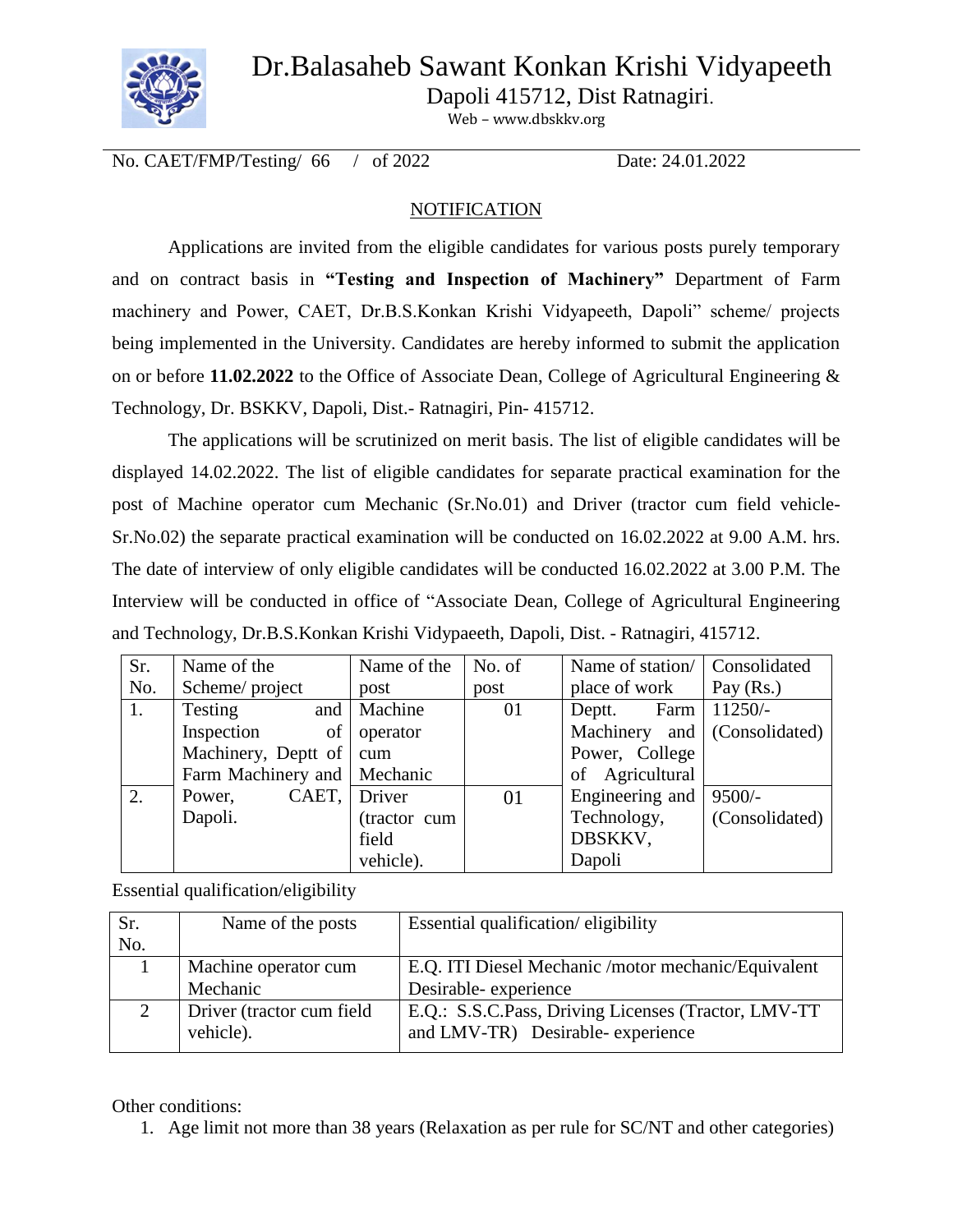# Dr.Balasaheb Sawant Konkan Krishi Vidyapeeth

Dapoli 415712, Dist Ratnagiri.

Web – www.dbskkv.org

No. CAET/FMP/Testing/ 66 / of 2022 Date: 24.01.2022

## NOTIFICATION

Applications are invited from the eligible candidates for various posts purely temporary and on contract basis in **"Testing and Inspection of Machinery"** Department of Farm machinery and Power, CAET, Dr.B.S.Konkan Krishi Vidyapeeth, Dapoli" scheme/ projects being implemented in the University. Candidates are hereby informed to submit the application on or before **11.02.2022** to the Office of Associate Dean, College of Agricultural Engineering & Technology, Dr. BSKKV, Dapoli, Dist.- Ratnagiri, Pin- 415712.

The applications will be scrutinized on merit basis. The list of eligible candidates will be displayed 14.02.2022. The list of eligible candidates for separate practical examination for the post of Machine operator cum Mechanic (Sr.No.01) and Driver (tractor cum field vehicle- Sr.No.02) the separate practical examination will be conducted on 16.02.2022 at 9.00 A.M. hrs. The date of interview of only eligible candidates will be conducted 16.02.2022 at 3.00 P.M. The Interview will be conducted in office of "Associate Dean, College of Agricultural Engineering and Technology, Dr.B.S.Konkan Krishi Vidypaeeth, Dapoli, Dist. - Ratnagiri, 415712.

| Sr. No. | Name of the Scheme/ project | Name of the post | No. of post | Name of station/ place of work | Consolidated Pay (Rs.) |
|---|---|---|---|---|---|
| 1. | Testing and Inspection of Machinery, Deptt of Farm Machinery and Power, CAET, Dapoli. | Machine operator cum Mechanic | 01 | Deptt. Farm Machinery and Power, College of Agricultural Engineering and Technology, DBSKKV, Dapoli | 11250/- (Consolidated) |
| 2. | | Driver (tractor cum field vehicle). | 01 | | 9500/- (Consolidated) |

Essential qualification/eligibility

| Sr. No. | Name of the posts | Essential qualification/ eligibility |
|---|---|---|
| 1 | Machine operator cum Mechanic | E.Q. ITI Diesel Mechanic /motor mechanic/Equivalent Desirable- experience |
| 2 | Driver (tractor cum field vehicle). | E.Q.: S.S.C.Pass, Driving Licenses (Tractor, LMV-TT and LMV-TR) Desirable- experience |

Other conditions:

1. Age limit not more than 38 years (Relaxation as per rule for SC/NT and other categories)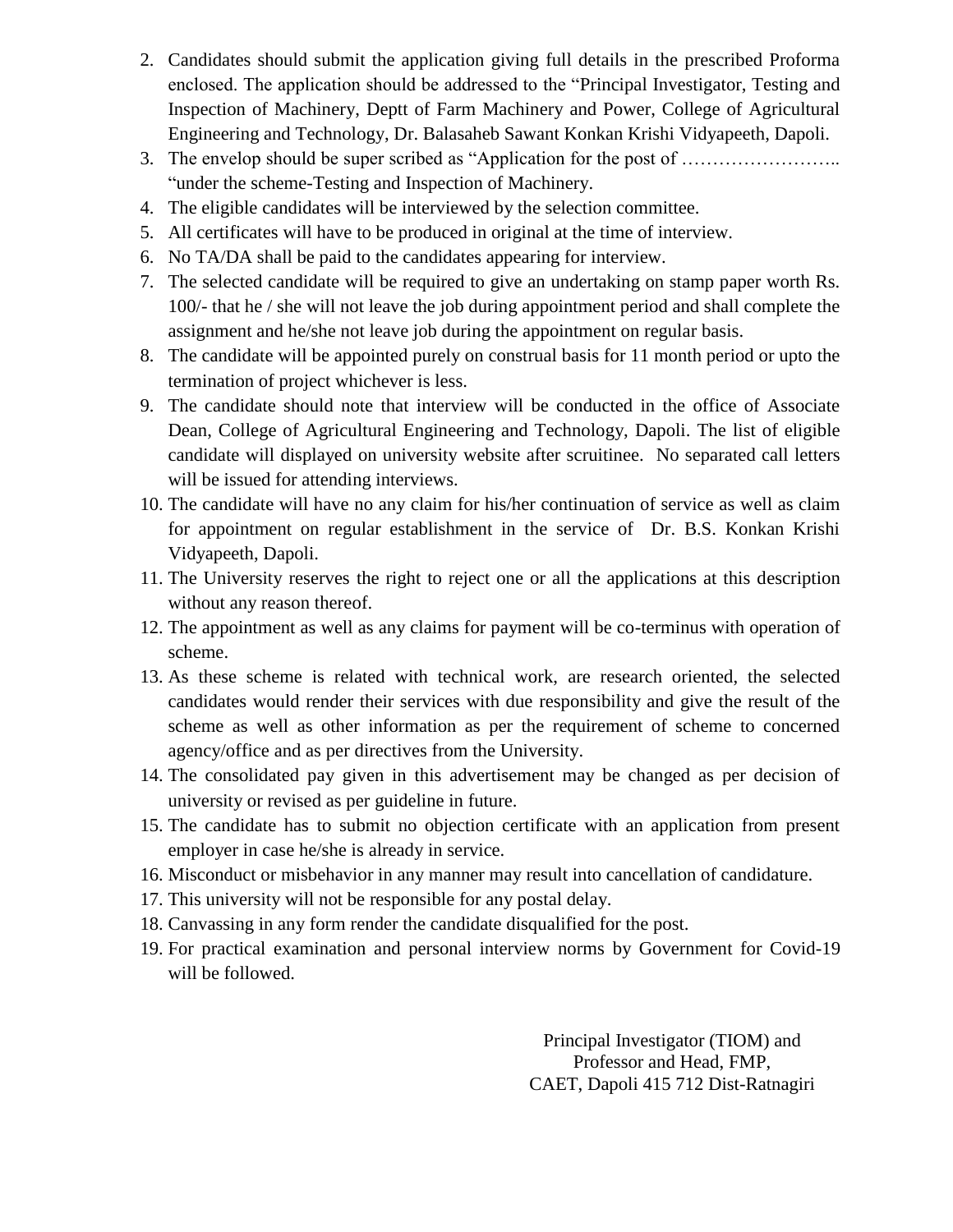2. Candidates should submit the application giving full details in the prescribed Proforma enclosed. The application should be addressed to the "Principal Investigator, Testing and Inspection of Machinery, Deptt of Farm Machinery and Power, College of Agricultural Engineering and Technology, Dr. Balasaheb Sawant Konkan Krishi Vidyapeeth, Dapoli.
3. The envelop should be super scribed as "Application for the post of …………………….. "under the scheme-Testing and Inspection of Machinery.
4. The eligible candidates will be interviewed by the selection committee.
5. All certificates will have to be produced in original at the time of interview.
6. No TA/DA shall be paid to the candidates appearing for interview.
7. The selected candidate will be required to give an undertaking on stamp paper worth Rs. 100/- that he / she will not leave the job during appointment period and shall complete the assignment and he/she not leave job during the appointment on regular basis.
8. The candidate will be appointed purely on construal basis for 11 month period or upto the termination of project whichever is less.
9. The candidate should note that interview will be conducted in the office of Associate Dean, College of Agricultural Engineering and Technology, Dapoli. The list of eligible candidate will displayed on university website after scruitinee. No separated call letters will be issued for attending interviews.
10. The candidate will have no any claim for his/her continuation of service as well as claim for appointment on regular establishment in the service of Dr. B.S. Konkan Krishi Vidyapeeth, Dapoli.
11. The University reserves the right to reject one or all the applications at this description without any reason thereof.
12. The appointment as well as any claims for payment will be co-terminus with operation of scheme.
13. As these scheme is related with technical work, are research oriented, the selected candidates would render their services with due responsibility and give the result of the scheme as well as other information as per the requirement of scheme to concerned agency/office and as per directives from the University.
14. The consolidated pay given in this advertisement may be changed as per decision of university or revised as per guideline in future.
15. The candidate has to submit no objection certificate with an application from present employer in case he/she is already in service.
16. Misconduct or misbehavior in any manner may result into cancellation of candidature.
17. This university will not be responsible for any postal delay.
18. Canvassing in any form render the candidate disqualified for the post.
19. For practical examination and personal interview norms by Government for Covid-19 will be followed.

Principal Investigator (TIOM) and
Professor and Head, FMP,
CAET, Dapoli 415 712 Dist-Ratnagiri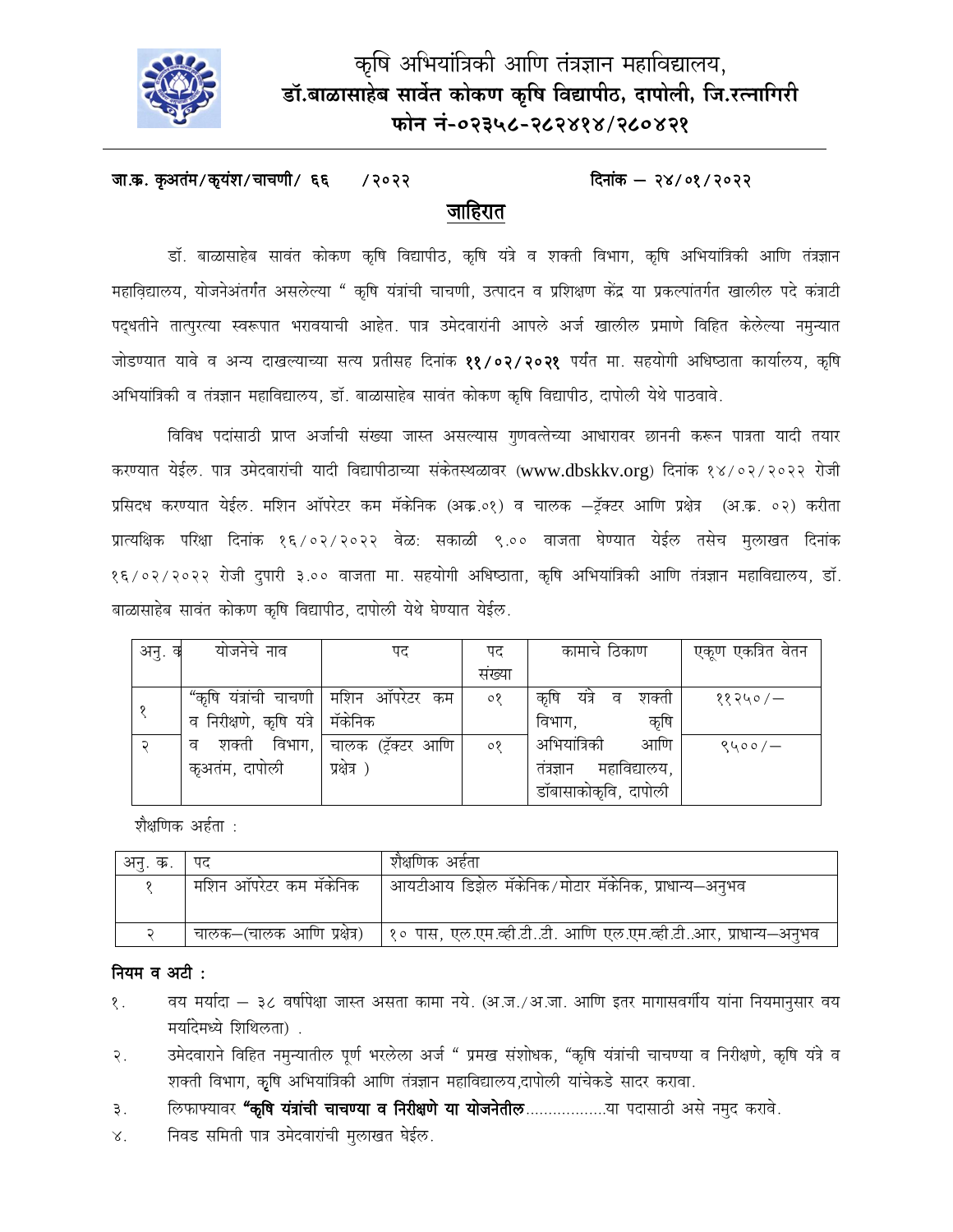# कृषि अभियांत्रिकी आणि तंत्रज्ञान महाविद्यालय,
## डॉ.बाळासाहेब सार्वेत कोकण कृषि विद्यापीठ, दापोली, जि.रत्नागिरी
### फोन नं-०२३५८-२८२४१४/२८०४२१

**जा.क्र. कृअतंम/कृयंश/चाचणी/ ६६ /२०२२** **दिनांक – २४/०१/२०२२**

## जाहिरात

डॉ. बाळासाहेब सावंत कोकण कृषि विद्यापीठ, कृषि यंत्रे व शक्ती विभाग, कृषि अभियांत्रिकी आणि तंत्रज्ञान महाविद्यालय, योजनेअंतर्गत असलेल्या " कृषि यंत्रांची चाचणी, उत्पादन व प्रशिक्षण केंद्र या प्रकल्पांतर्गत खालील पदे कंत्राटी पद्धतीने तात्पुरत्या स्वरूपात भरावयाची आहेत. पात्र उमेदवारांनी आपले अर्ज खालील प्रमाणे विहित केलेल्या नमुन्यात जोडण्यात यावे व अन्य दाखल्याच्या सत्य प्रतीसह दिनांक **११/०२/२०२१** पर्यंत मा. सहयोगी अधिष्ठाता कार्यालय, कृषि अभियांत्रिकी व तंत्रज्ञान महाविद्यालय, डॉ. बाळासाहेब सावंत कोकण कृषि विद्यापीठ, दापोली येथे पाठवावे.

विविध पदांसाठी प्राप्त अर्जाची संख्या जास्त असल्यास गुणवत्तेच्या आधारावर छाननी करून पात्रता यादी तयार करण्यात येईल. पात्र उमेदवारांची यादी विद्यापीठाच्या संकेतस्थळावर (www.dbskkv.org) दिनांक १४/०२/२०२२ रोजी प्रसिदध करण्यात येईल. मशिन ऑपरेटर कम मॅकेनिक (अक्र.०१) व चालक –ट्रॅक्टर आणि प्रक्षेत्र (अ.क्र. ०२) करीता प्रात्यक्षिक परिक्षा दिनांक १६/०२/२०२२ वेळ: सकाळी ९.०० वाजता घेण्यात येईल तसेच मुलाखत दिनांक १६/०२/२०२२ रोजी दुपारी ३.०० वाजता मा. सहयोगी अधिष्ठाता, कृषि अभियांत्रिकी आणि तंत्रज्ञान महाविद्यालय, डॉ. बाळासाहेब सावंत कोकण कृषि विद्यापीठ, दापोली येथे घेण्यात येईल.

| अनु. क्र | योजनेचे नाव | पद | पद संख्या | कामाचे ठिकाण | एकूण एकत्रित वेतन |
|---|---|---|---|---|---|
| १ | "कृषि यंत्रांची चाचणी व निरीक्षणे, कृषि यंत्रे व शक्ती विभाग, कृअतंम, दापोली | मशिन ऑपरेटर कम मॅकेनिक | ०१ | कृषि यंत्रे व शक्ती विभाग, कृषि अभियांत्रिकी आणि तंत्रज्ञान महाविद्यालय, डॉबासाकोकृवि, दापोली | ११२५०/– |
| २ | | चालक (ट्रॅक्टर आणि प्रक्षेत्र ) | ०१ | | ९५००/– |

शैक्षणिक अर्हता :

| अनु. क्र. | पद | शैक्षणिक अर्हता |
|---|---|---|
| १ | मशिन ऑपरेटर कम मॅकेनिक | आयटीआय डिझेल मॅकेनिक/मोटार मॅकेनिक, प्राधान्य–अनुभव |
| २ | चालक–(चालक आणि प्रक्षेत्र) | १० पास, एल.एम.व्ही.टी..टी. आणि एल.एम.व्ही.टी..आर, प्राधान्य–अनुभव |

### नियम व अटी :

१. वय मर्यादा – ३८ वर्षापेक्षा जास्त असता कामा नये. (अ.ज./अ.जा. आणि इतर मागासवर्गीय यांना नियमानुसार वय मर्यादिमध्ये शिथिलता) .
२. उमेदवाराने विहित नमुन्यातील पूर्ण भरलेला अर्ज " प्रमख संशोधक, "कृषि यंत्रांची चाचण्या व निरीक्षणे, कृषि यंत्रे व शक्ती विभाग, कृषि अभियांत्रिकी आणि तंत्रज्ञान महाविद्यालय,दापोली यांचेकडे सादर करावा.
३. लिफाफ्यावर **"कृषि यंत्रांची चाचण्या व निरीक्षणे या योजनेतील**..................या पदासाठी असे नमुद करावे.
४. निवड समिती पात्र उमेदवारांची मुलाखत घेईल.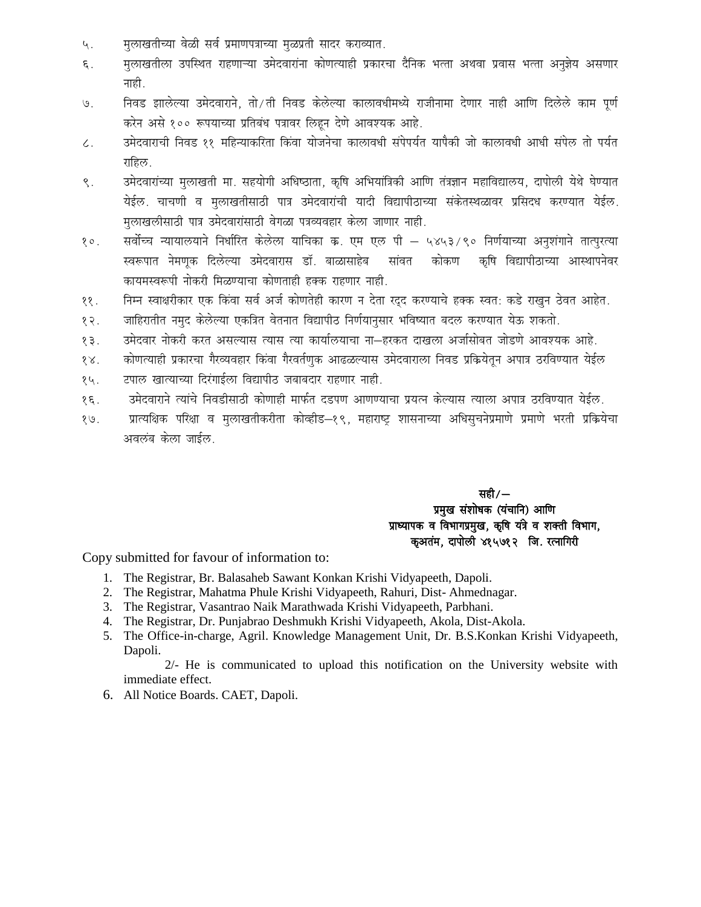५. मुलाखतीच्या वेळी सर्व प्रमाणपत्राच्या मुळप्रती सादर कराव्यात.

६. मुलाखतीला उपस्थित राहणाऱ्या उमेदवारांना कोणत्याही प्रकारचा दैनिक भत्ता अथवा प्रवास भत्ता अनुज्ञेय असणार नाही.

७. निवड झालेल्या उमेदवाराने, तो/ती निवड केलेल्या कालावधीमध्ये राजीनामा देणार नाही आणि दिलेले काम पूर्ण करेन असे १०० रूपयाच्या प्रतिबंध पत्रावर लिहून देणे आवश्यक आहे.

८. उमेदवाराची निवड ११ महिन्याकरिता किंवा योजनेचा कालावधी संपेपर्यत यापैकी जो कालावधी आधी संपेल तो पर्यत राहिल.

९. उमेदवारांच्या मुलाखती मा. सहयोगी अधिष्ठाता, कृषि अभियांत्रिकी आणि तंत्रज्ञान महाविद्यालय, दापोली येथे घेण्यात येईल. चाचणी व मुलाखतीसाठी पात्र उमेदवारांची यादी विद्यापीठाच्या संकेतस्थळावर प्रसिदध करण्यात येईल. मुलाखलीसाठी पात्र उमेदवारांसाठी वेगळा पत्रव्यवहार केला जाणार नाही.

१०. सर्वोच्च न्यायालयाने निर्धारित केलेला याचिका क्र. एम एल पी – ५४५३/९० निर्णयाच्या अनुशंगाने तात्पुरत्या स्वरूपात नेमणूक दिलेल्या उमेदवारास डॉ. बाळासाहेब सांवत कोकण कृषि विद्यापीठाच्या आस्थापनेवर कायमस्वरूपी नोकरी मिळण्याचा कोणताही हक्क राहणार नाही.

११. निम्न स्वाक्षरीकार एक किंवा सर्व अर्ज कोणतेही कारण न देता रद्द करण्याचे हक्क स्वत: कडे राखुन ठेवत आहेत.

१२. जाहिरातीत नमुद केलेल्या एकत्रित वेतनात विद्यापीठ निर्णयानुसार भविष्यात बदल करण्यात येऊ शकतो.

१३. उमेदवार नोकरी करत असल्यास त्यास त्या कार्यालयाचा ना–हरकत दाखला अर्जासोबत जोडणे आवश्यक आहे.

१४. कोणत्याही प्रकारचा गैरव्यवहार किंवा गैरवर्तणुक आढळल्यास उमेदवाराला निवड प्रक्रियेतून अपात्र ठरविण्यात येईल

१५. टपाल खात्याच्या दिरंगाईला विद्यापीठ जबाबदार राहणार नाही.

१६. उमेदवाराने त्यांचे निवडीसाठी कोणाही मार्फत दडपण आणण्याचा प्रयत्न केल्यास त्याला अपात्र ठरविण्यात येईल.

१७. प्रात्यक्षिक परिक्षा व मुलाखतीकरीता कोव्हीड–१९, महाराष्ट्र शासनाच्या अधिसुचनेप्रमाणे प्रमाणे भरती प्रक्रियेचा अवलंब केला जाईल.

**सही/–**
**प्रमुख संशोधक (यंचानि) आणि**
**प्राध्यापक व विभागप्रमुख, कृषि यंत्रे व शक्ती विभाग,**
**कृअतंम, दापोली ४१५७१२ जि. रत्नागिरी**

Copy submitted for favour of information to:

1. The Registrar, Br. Balasaheb Sawant Konkan Krishi Vidyapeeth, Dapoli.
2. The Registrar, Mahatma Phule Krishi Vidyapeeth, Rahuri, Dist- Ahmednagar.
3. The Registrar, Vasantrao Naik Marathwada Krishi Vidyapeeth, Parbhani.
4. The Registrar, Dr. Punjabrao Deshmukh Krishi Vidyapeeth, Akola, Dist-Akola.
5. The Office-in-charge, Agril. Knowledge Management Unit, Dr. B.S.Konkan Krishi Vidyapeeth, Dapoli.

   2/- He is communicated to upload this notification on the University website with immediate effect.
6. All Notice Boards. CAET, Dapoli.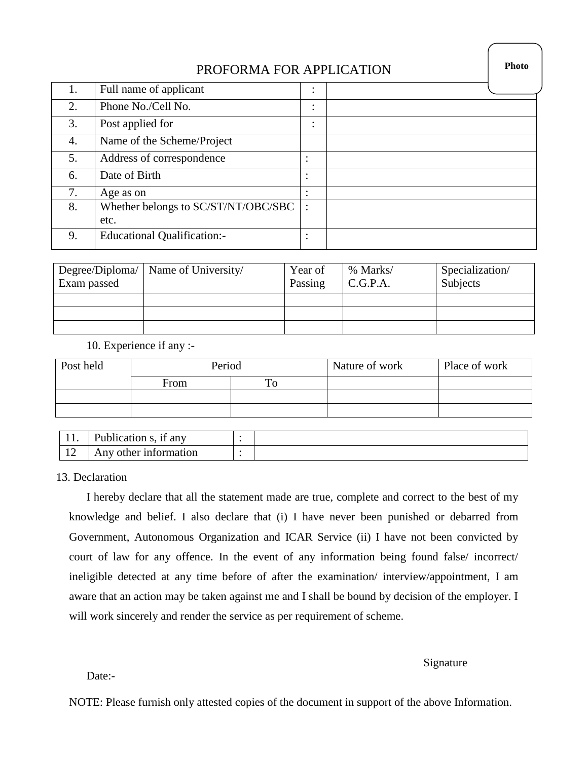Photo

# PROFORMA FOR APPLICATION

| | | | |
|---|---|---|---|
| 1. | Full name of applicant | : | |
| 2. | Phone No./Cell No. | : | |
| 3. | Post applied for | : | |
| 4. | Name of the Scheme/Project | | |
| 5. | Address of correspondence | : | |
| 6. | Date of Birth | : | |
| 7. | Age as on | : | |
| 8. | Whether belongs to SC/ST/NT/OBC/SBC etc. | : | |
| 9. | Educational Qualification:- | : | |

| Degree/Diploma/ Exam passed | Name of University/ | Year of Passing | % Marks/ C.G.P.A. | Specialization/ Subjects |
|---|---|---|---|---|
| | | | | |
| | | | | |
| | | | | |

10. Experience if any :-

| Post held | Period | | Nature of work | Place of work |
|---|---|---|---|---|
| | From | To | | |
| | | | | |
| | | | | |

| | | | |
|---|---|---|---|
| 11. | Publication s, if any | : | |
| 12 | Any other information | : | |

13. Declaration

I hereby declare that all the statement made are true, complete and correct to the best of my knowledge and belief. I also declare that (i) I have never been punished or debarred from Government, Autonomous Organization and ICAR Service (ii) I have not been convicted by court of law for any offence. In the event of any information being found false/ incorrect/ ineligible detected at any time before of after the examination/ interview/appointment, I am aware that an action may be taken against me and I shall be bound by decision of the employer. I will work sincerely and render the service as per requirement of scheme.

Signature

Date:-

NOTE: Please furnish only attested copies of the document in support of the above Information.